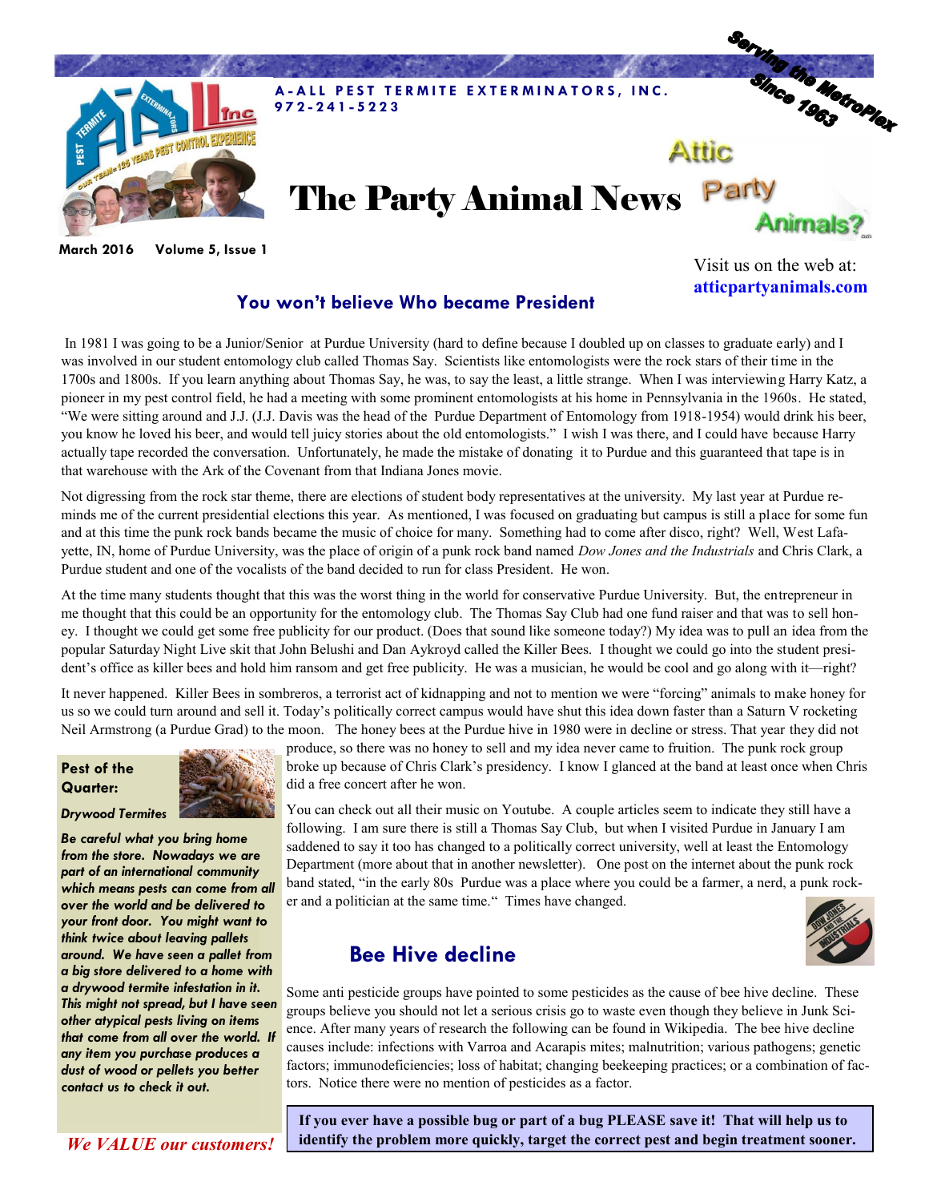A-ALL PEST TERMITE EXTERMINATORS, INC.
972-241-5223

Serving the MetroPlex Since 1963

# The Party Animal News

Attic Party Animals?

**March 2016 Volume 5, Issue 1**

Visit us on the web at: **atticpartyanimals.com**

## You won't believe Who became President

In 1981 I was going to be a Junior/Senior at Purdue University (hard to define because I doubled up on classes to graduate early) and I was involved in our student entomology club called Thomas Say. Scientists like entomologists were the rock stars of their time in the 1700s and 1800s. If you learn anything about Thomas Say, he was, to say the least, a little strange. When I was interviewing Harry Katz, a pioneer in my pest control field, he had a meeting with some prominent entomologists at his home in Pennsylvania in the 1960s. He stated, "We were sitting around and J.J. (J.J. Davis was the head of the Purdue Department of Entomology from 1918-1954) would drink his beer, you know he loved his beer, and would tell juicy stories about the old entomologists." I wish I was there, and I could have because Harry actually tape recorded the conversation. Unfortunately, he made the mistake of donating it to Purdue and this guaranteed that tape is in that warehouse with the Ark of the Covenant from that Indiana Jones movie.

Not digressing from the rock star theme, there are elections of student body representatives at the university. My last year at Purdue reminds me of the current presidential elections this year. As mentioned, I was focused on graduating but campus is still a place for some fun and at this time the punk rock bands became the music of choice for many. Something had to come after disco, right? Well, West Lafayette, IN, home of Purdue University, was the place of origin of a punk rock band named *Dow Jones and the Industrials* and Chris Clark, a Purdue student and one of the vocalists of the band decided to run for class President. He won.

At the time many students thought that this was the worst thing in the world for conservative Purdue University. But, the entrepreneur in me thought that this could be an opportunity for the entomology club. The Thomas Say Club had one fund raiser and that was to sell honey. I thought we could get some free publicity for our product. (Does that sound like someone today?) My idea was to pull an idea from the popular Saturday Night Live skit that John Belushi and Dan Aykroyd called the Killer Bees. I thought we could go into the student president's office as killer bees and hold him ransom and get free publicity. He was a musician, he would be cool and go along with it—right?

It never happened. Killer Bees in sombreros, a terrorist act of kidnapping and not to mention we were "forcing" animals to make honey for us so we could turn around and sell it. Today's politically correct campus would have shut this idea down faster than a Saturn V rocketing Neil Armstrong (a Purdue Grad) to the moon. The honey bees at the Purdue hive in 1980 were in decline or stress. That year they did not produce, so there was no honey to sell and my idea never came to fruition. The punk rock group broke up because of Chris Clark's presidency. I know I glanced at the band at least once when Chris did a free concert after he won.

You can check out all their music on Youtube. A couple articles seem to indicate they still have a following. I am sure there is still a Thomas Say Club, but when I visited Purdue in January I am saddened to say it too has changed to a politically correct university, well at least the Entomology Department (more about that in another newsletter). One post on the internet about the punk rock band stated, "in the early 80s Purdue was a place where you could be a farmer, a nerd, a punk rocker and a politician at the same time." Times have changed.

## Bee Hive decline

Some anti pesticide groups have pointed to some pesticides as the cause of bee hive decline. These groups believe you should not let a serious crisis go to waste even though they believe in Junk Science. After many years of research the following can be found in Wikipedia. The bee hive decline causes include: infections with Varroa and Acarapis mites; malnutrition; various pathogens; genetic factors; immunodeficiencies; loss of habitat; changing beekeeping practices; or a combination of factors. Notice there were no mention of pesticides as a factor.

**If you ever have a possible bug or part of a bug PLEASE save it! That will help us to identify the problem more quickly, target the correct pest and begin treatment sooner.**

### Pest of the Quarter:

*Drywood Termites*

***Be careful what you bring home from the store. Nowadays we are part of an international community which means pests can come from all over the world and be delivered to your front door. You might want to think twice about leaving pallets around. We have seen a pallet from a big store delivered to a home with a drywood termite infestation in it. This might not spread, but I have seen other atypical pests living on items that come from all over the world. If any item you purchase produces a dust of wood or pellets you better contact us to check it out.***

*We VALUE our customers!*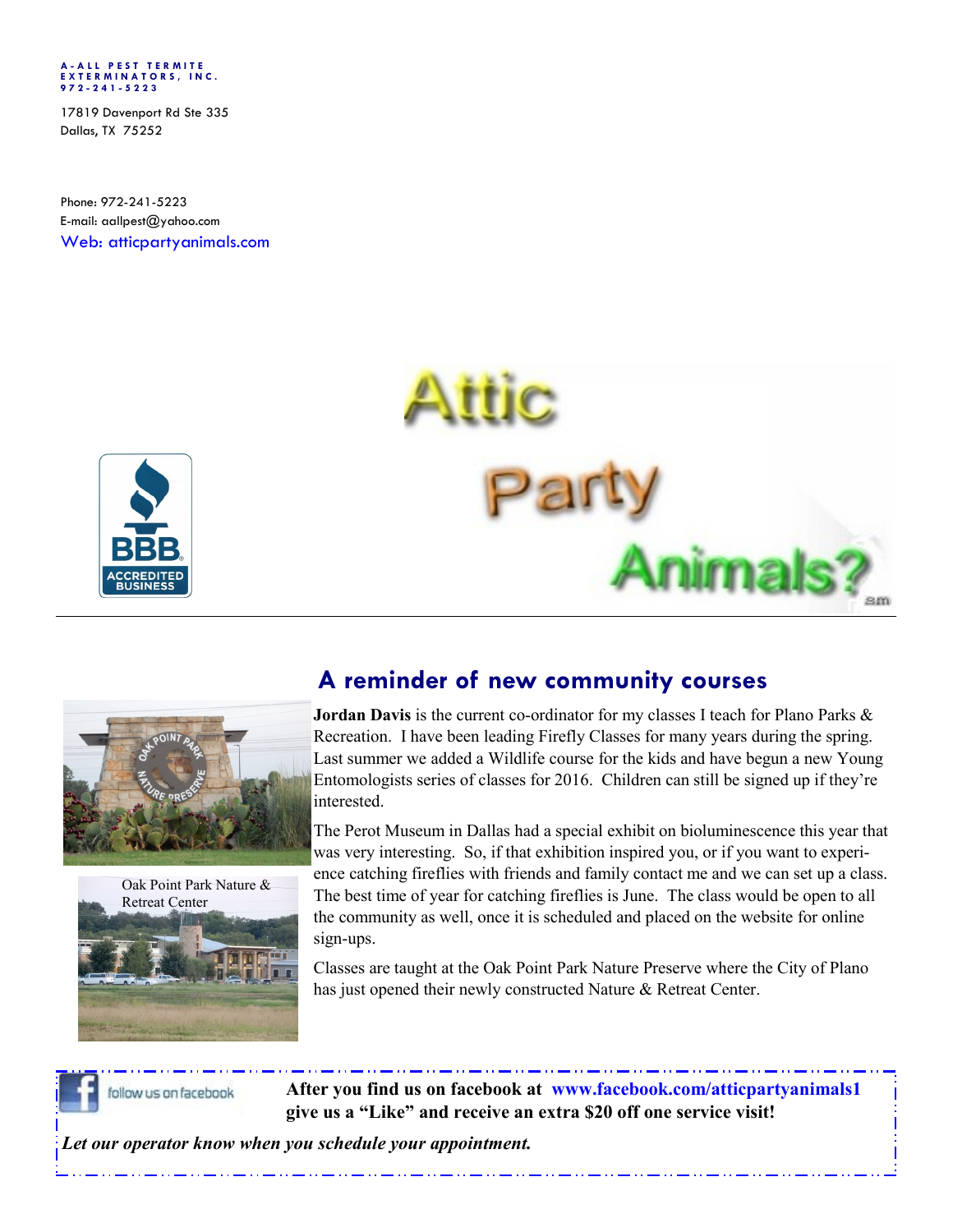**A-ALL PEST TERMITE EXTERMINATORS, INC.**
**972-241-5223**

17819 Davenport Rd Ste 335
Dallas, TX 75252

Phone: 972-241-5223
E-mail: aallpest@yahoo.com
Web: atticpartyanimals.com

Attic Party Animals?

## A reminder of new community courses

**Jordan Davis** is the current co-ordinator for my classes I teach for Plano Parks & Recreation. I have been leading Firefly Classes for many years during the spring. Last summer we added a Wildlife course for the kids and have begun a new Young Entomologists series of classes for 2016. Children can still be signed up if they're interested.

The Perot Museum in Dallas had a special exhibit on bioluminescence this year that was very interesting. So, if that exhibition inspired you, or if you want to experience catching fireflies with friends and family contact me and we can set up a class. The best time of year for catching fireflies is June. The class would be open to all the community as well, once it is scheduled and placed on the website for online sign-ups.

Classes are taught at the Oak Point Park Nature Preserve where the City of Plano has just opened their newly constructed Nature & Retreat Center.

Oak Point Park Nature & Retreat Center

follow us on facebook

**After you find us on facebook at www.facebook.com/atticpartyanimals1 give us a "Like" and receive an extra $20 off one service visit!**

***Let our operator know when you schedule your appointment.***